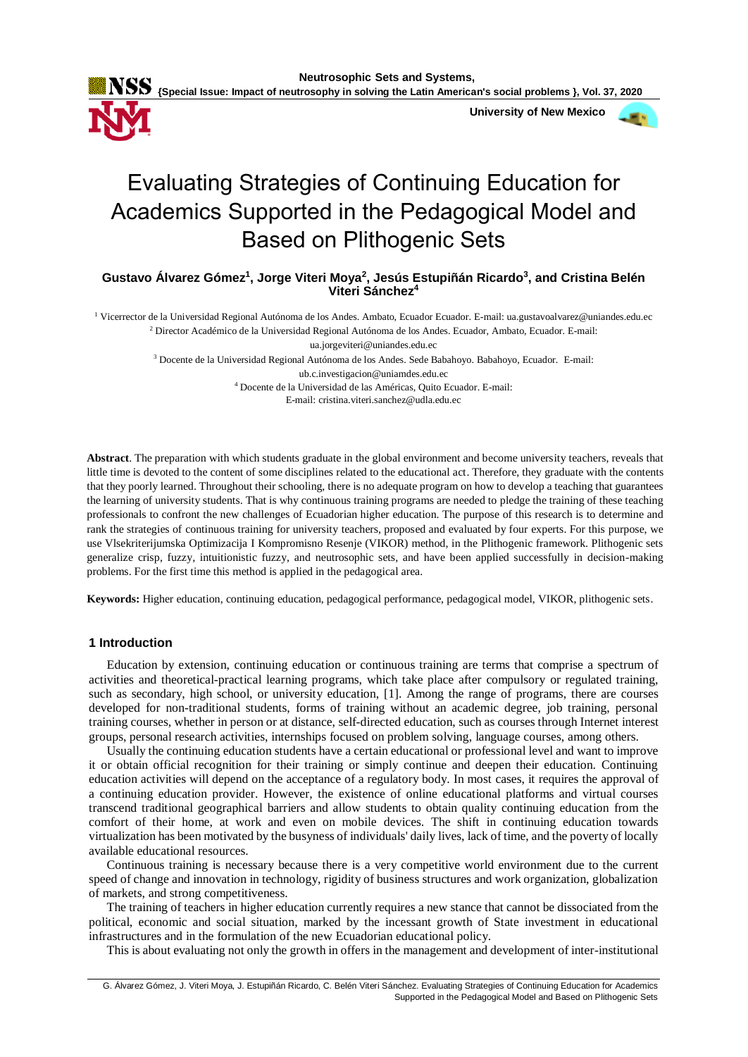# Evaluating Strategies of Continuing Education for Academics Supported in the Pedagogical Model and Based on Plithogenic Sets

**Gustavo Álvarez Gómez[1], Jorge Viteri Moya[2], Jesús Estupiñán Ricardo[3], and Cristina Belén Viteri Sánchez[4]**

[1] Vicerrector de la Universidad Regional Autónoma de los Andes. Ambato, Ecuador Ecuador. E-mail: ua.gustavoalvarez@uniandes.edu.ec

[2] Director Académico de la Universidad Regional Autónoma de los Andes. Ecuador, Ambato, Ecuador. E-mail: ua.jorgeviteri@uniandes.edu.ec

[3] Docente de la Universidad Regional Autónoma de los Andes. Sede Babahoyo. Babahoyo, Ecuador. E-mail: ub.c.investigacion@uniamdes.edu.ec

[4] Docente de la Universidad de las Américas, Quito Ecuador. E-mail: E-mail: cristina.viteri.sanchez@udla.edu.ec

**Abstract**. The preparation with which students graduate in the global environment and become university teachers, reveals that little time is devoted to the content of some disciplines related to the educational act. Therefore, they graduate with the contents that they poorly learned. Throughout their schooling, there is no adequate program on how to develop a teaching that guarantees the learning of university students. That is why continuous training programs are needed to pledge the training of these teaching professionals to confront the new challenges of Ecuadorian higher education. The purpose of this research is to determine and rank the strategies of continuous training for university teachers, proposed and evaluated by four experts. For this purpose, we use Vlsekriterijumska Optimizacija I Kompromisno Resenje (VIKOR) method, in the Plithogenic framework. Plithogenic sets generalize crisp, fuzzy, intuitionistic fuzzy, and neutrosophic sets, and have been applied successfully in decision-making problems. For the first time this method is applied in the pedagogical area.

**Keywords:** Higher education, continuing education, pedagogical performance, pedagogical model, VIKOR, plithogenic sets.

## 1 Introduction

Education by extension, continuing education or continuous training are terms that comprise a spectrum of activities and theoretical-practical learning programs, which take place after compulsory or regulated training, such as secondary, high school, or university education, [1]. Among the range of programs, there are courses developed for non-traditional students, forms of training without an academic degree, job training, personal training courses, whether in person or at distance, self-directed education, such as courses through Internet interest groups, personal research activities, internships focused on problem solving, language courses, among others.

Usually the continuing education students have a certain educational or professional level and want to improve it or obtain official recognition for their training or simply continue and deepen their education. Continuing education activities will depend on the acceptance of a regulatory body. In most cases, it requires the approval of a continuing education provider. However, the existence of online educational platforms and virtual courses transcend traditional geographical barriers and allow students to obtain quality continuing education from the comfort of their home, at work and even on mobile devices. The shift in continuing education towards virtualization has been motivated by the busyness of individuals' daily lives, lack of time, and the poverty of locally available educational resources.

Continuous training is necessary because there is a very competitive world environment due to the current speed of change and innovation in technology, rigidity of business structures and work organization, globalization of markets, and strong competitiveness.

The training of teachers in higher education currently requires a new stance that cannot be dissociated from the political, economic and social situation, marked by the incessant growth of State investment in educational infrastructures and in the formulation of the new Ecuadorian educational policy.

This is about evaluating not only the growth in offers in the management and development of inter-institutional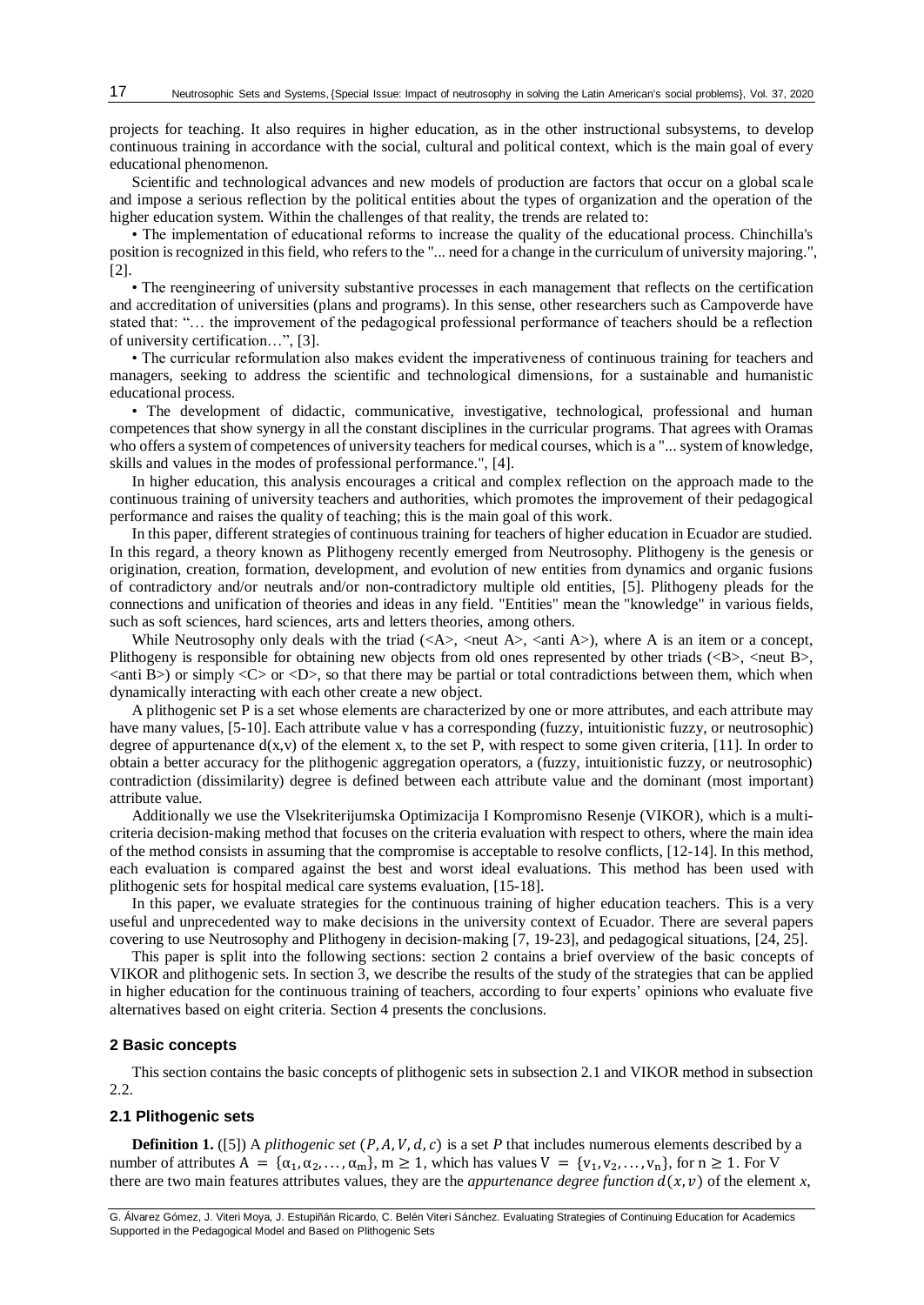projects for teaching. It also requires in higher education, as in the other instructional subsystems, to develop continuous training in accordance with the social, cultural and political context, which is the main goal of every educational phenomenon.

Scientific and technological advances and new models of production are factors that occur on a global scale and impose a serious reflection by the political entities about the types of organization and the operation of the higher education system. Within the challenges of that reality, the trends are related to:

• The implementation of educational reforms to increase the quality of the educational process. Chinchilla's position is recognized in this field, who refers to the "... need for a change in the curriculum of university majoring.", [2].

• The reengineering of university substantive processes in each management that reflects on the certification and accreditation of universities (plans and programs). In this sense, other researchers such as Campoverde have stated that: "… the improvement of the pedagogical professional performance of teachers should be a reflection of university certification…", [3].

• The curricular reformulation also makes evident the imperativeness of continuous training for teachers and managers, seeking to address the scientific and technological dimensions, for a sustainable and humanistic educational process.

• The development of didactic, communicative, investigative, technological, professional and human competences that show synergy in all the constant disciplines in the curricular programs. That agrees with Oramas who offers a system of competences of university teachers for medical courses, which is a "... system of knowledge, skills and values in the modes of professional performance.", [4].

In higher education, this analysis encourages a critical and complex reflection on the approach made to the continuous training of university teachers and authorities, which promotes the improvement of their pedagogical performance and raises the quality of teaching; this is the main goal of this work.

In this paper, different strategies of continuous training for teachers of higher education in Ecuador are studied. In this regard, a theory known as Plithogeny recently emerged from Neutrosophy. Plithogeny is the genesis or origination, creation, formation, development, and evolution of new entities from dynamics and organic fusions of contradictory and/or neutrals and/or non-contradictory multiple old entities, [5]. Plithogeny pleads for the connections and unification of theories and ideas in any field. "Entities" mean the "knowledge" in various fields, such as soft sciences, hard sciences, arts and letters theories, among others.

While Neutrosophy only deals with the triad (<A>, <neut A>, <anti A>), where A is an item or a concept, Plithogeny is responsible for obtaining new objects from old ones represented by other triads (<B>, <neut B>, <anti B>) or simply <C> or <D>, so that there may be partial or total contradictions between them, which when dynamically interacting with each other create a new object.

A plithogenic set P is a set whose elements are characterized by one or more attributes, and each attribute may have many values, [5-10]. Each attribute value v has a corresponding (fuzzy, intuitionistic fuzzy, or neutrosophic) degree of appurtenance $d(x,v)$ of the element x, to the set P, with respect to some given criteria, [11]. In order to obtain a better accuracy for the plithogenic aggregation operators, a (fuzzy, intuitionistic fuzzy, or neutrosophic) contradiction (dissimilarity) degree is defined between each attribute value and the dominant (most important) attribute value.

Additionally we use the Vlsekriterijumska Optimizacija I Kompromisno Resenje (VIKOR), which is a multi-criteria decision-making method that focuses on the criteria evaluation with respect to others, where the main idea of the method consists in assuming that the compromise is acceptable to resolve conflicts, [12-14]. In this method, each evaluation is compared against the best and worst ideal evaluations. This method has been used with plithogenic sets for hospital medical care systems evaluation, [15-18].

In this paper, we evaluate strategies for the continuous training of higher education teachers. This is a very useful and unprecedented way to make decisions in the university context of Ecuador. There are several papers covering to use Neutrosophy and Plithogeny in decision-making [7, 19-23], and pedagogical situations, [24, 25].

This paper is split into the following sections: section 2 contains a brief overview of the basic concepts of VIKOR and plithogenic sets. In section 3, we describe the results of the study of the strategies that can be applied in higher education for the continuous training of teachers, according to four experts' opinions who evaluate five alternatives based on eight criteria. Section 4 presents the conclusions.

## 2 Basic concepts

This section contains the basic concepts of plithogenic sets in subsection 2.1 and VIKOR method in subsection 2.2.

### 2.1 Plithogenic sets

**Definition 1.** ([5]) A *plithogenic set* $(P, A, V, d, c)$ is a set *P* that includes numerous elements described by a number of attributes $A = \{\alpha_1, \alpha_2, \ldots, \alpha_m\}$, $m \geq 1$, which has values $V = \{v_1, v_2, \ldots, v_n\}$, for $n \geq 1$. For V there are two main features attributes values, they are the *appurtenance degree function* $d(x, v)$ of the element *x*,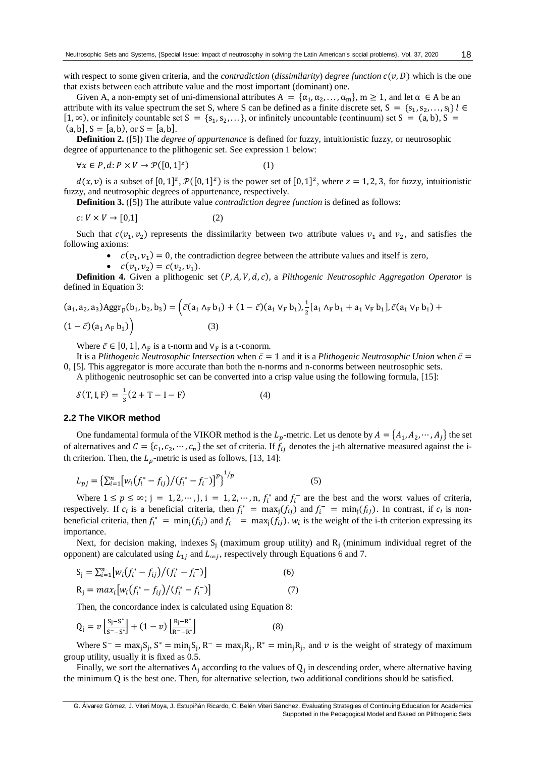with respect to some given criteria, and the *contradiction* (*dissimilarity*) *degree function* $c(v, D)$ which is the one that exists between each attribute value and the most important (dominant) one.

Given A, a non-empty set of uni-dimensional attributes $A = \{\alpha_1, \alpha_2, \ldots, \alpha_m\}$, $m \geq 1$, and let $\alpha \in A$ be an attribute with its value spectrum the set S, where S can be defined as a finite discrete set, $S = \{s_1, s_2, \ldots, s_l\}$ $l \in [1, \infty)$, or infinitely countable set $S = \{s_1, s_2, \ldots\}$, or infinitely uncountable (continuum) set $S = (a, b)$, $S = (a, b]$, $S = [a, b)$, or $S = [a, b]$.

**Definition 2.** ([5]) The *degree of appurtenance* is defined for fuzzy, intuitionistic fuzzy, or neutrosophic degree of appurtenance to the plithogenic set. See expression 1 below:

$$\forall x \in P, d: P \times V \rightarrow \mathcal{P}([0,1]^z) \tag{1}$$

$d(x, v)$ is a subset of $[0,1]^z$, $\mathcal{P}([0,1]^z)$ is the power set of $[0,1]^z$, where $z = 1, 2, 3$, for fuzzy, intuitionistic fuzzy, and neutrosophic degrees of appurtenance, respectively.

**Definition 3.** ([5]) The attribute value *contradiction degree function* is defined as follows:

$$c: V \times V \rightarrow [0,1] \tag{2}$$

Such that $c(v_1, v_2)$ represents the dissimilarity between two attribute values $v_1$ and $v_2$, and satisfies the following axioms:

- $c(v_1, v_1) = 0$, the contradiction degree between the attribute values and itself is zero,
- $c(v_1, v_2) = c(v_2, v_1)$.

**Definition 4.** Given a plithogenic set $(P, A, V, d, c)$, a *Plithogenic Neutrosophic Aggregation Operator* is defined in Equation 3:

$$(a_1, a_2, a_3)\mathrm{Aggr_p}(b_1, b_2, b_3) = \Big(\bar{c}(a_1 \wedge_F b_1) + (1 - \bar{c})(a_1 \vee_F b_1), \tfrac{1}{2}[a_1 \wedge_F b_1 + a_1 \vee_F b_1], \bar{c}(a_1 \vee_F b_1) + (1 - \bar{c})(a_1 \wedge_F b_1)\Big) \tag{3}$$

Where $\bar{c} \in [0, 1]$, $\wedge_F$ is a t-norm and $\vee_F$ is a t-conorm.

It is a *Plithogenic Neutrosophic Intersection* when $\bar{c} = 1$ and it is a *Plithogenic Neutrosophic Union* when $\bar{c} = 0$, [5]. This aggregator is more accurate than both the n-norms and n-conorms between neutrosophic sets.

A plithogenic neutrosophic set can be converted into a crisp value using the following formula, [15]:

$$\mathcal{S}(T, I, F) = \frac{1}{3}(2 + T - I - F) \tag{4}$$

### 2.2 The VIKOR method

One fundamental formula of the VIKOR method is the $L_p$-metric. Let us denote by $A = \{A_1, A_2, \cdots, A_J\}$ the set of alternatives and $C = \{c_1, c_2, \cdots, c_n\}$ the set of criteria. If $f_{ij}$ denotes the j-th alternative measured against the i-th criterion. Then, the $L_p$-metric is used as follows, [13, 14]:

$$L_{pj} = \left\{\sum_{i=1}^{n}\left[w_i\left(f_i^* - f_{ij}\right)/\left(f_i^* - f_i^-\right)\right]^p\right\}^{1/p} \tag{5}$$

Where $1 \leq p \leq \infty$; $j = 1, 2, \cdots, J$, $i = 1, 2, \cdots, n$, $f_i^*$ and $f_i^-$ are the best and the worst values of criteria, respectively. If $c_i$ is a beneficial criteria, then $f_i^* = \max_j(f_{ij})$ and $f_i^- = \min_j(f_{ij})$. In contrast, if $c_i$ is non-beneficial criteria, then $f_i^* = \min_j(f_{ij})$ and $f_i^- = \max_j(f_{ij})$. $w_i$ is the weight of the i-th criterion expressing its importance.

Next, for decision making, indexes $S_j$ (maximum group utility) and $R_j$ (minimum individual regret of the opponent) are calculated using $L_{1j}$ and $L_{\infty j}$, respectively through Equations 6 and 7.

$$S_j = \sum_{i=1}^{n}\left[w_i\left(f_i^* - f_{ij}\right)/\left(f_i^* - f_i^-\right)\right] \tag{6}$$

$$R_j = max_i\left[w_i\left(f_i^* - f_{ij}\right)/\left(f_i^* - f_i^-\right)\right] \tag{7}$$

Then, the concordance index is calculated using Equation 8:

$$Q_j = v\left[\frac{S_j - S^*}{S^- - S^*}\right] + (1 - v)\left[\frac{R_j - R^*}{R^- - R^*}\right] \tag{8}$$

Where $S^- = \max_j S_j$, $S^* = \min_j S_j$, $R^- = \max_j R_j$, $R^* = \min_j R_j$, and $v$ is the weight of strategy of maximum group utility, usually it is fixed as 0.5.

Finally, we sort the alternatives $A_j$ according to the values of $Q_j$ in descending order, where alternative having the minimum Q is the best one. Then, for alternative selection, two additional conditions should be satisfied.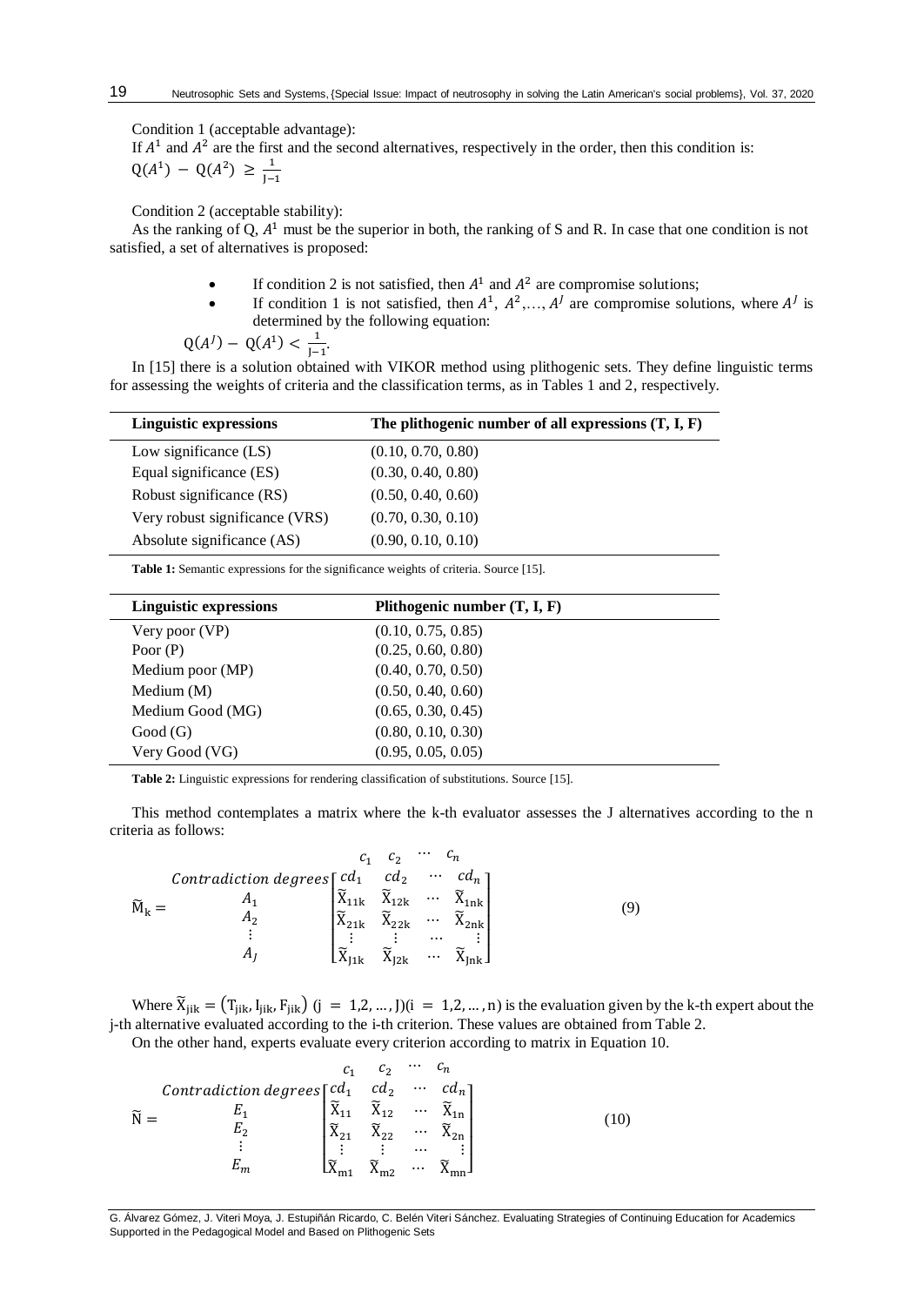Condition 1 (acceptable advantage):

If $A^1$ and $A^2$ are the first and the second alternatives, respectively in the order, then this condition is: $Q(A^1) - Q(A^2) \geq \frac{1}{J-1}$

Condition 2 (acceptable stability):

As the ranking of Q, $A^1$ must be the superior in both, the ranking of S and R. In case that one condition is not satisfied, a set of alternatives is proposed:

- If condition 2 is not satisfied, then $A^1$ and $A^2$ are compromise solutions;
- If condition 1 is not satisfied, then $A^1$, $A^2$,…, $A^J$ are compromise solutions, where $A^J$ is determined by the following equation:

$Q(A^J) - Q(A^1) < \frac{1}{J-1}$.

In [15] there is a solution obtained with VIKOR method using plithogenic sets. They define linguistic terms for assessing the weights of criteria and the classification terms, as in Tables 1 and 2, respectively.

| Linguistic expressions | The plithogenic number of all expressions (T, I, F) |
|---|---|
| Low significance (LS) | (0.10, 0.70, 0.80) |
| Equal significance (ES) | (0.30, 0.40, 0.80) |
| Robust significance (RS) | (0.50, 0.40, 0.60) |
| Very robust significance (VRS) | (0.70, 0.30, 0.10) |
| Absolute significance (AS) | (0.90, 0.10, 0.10) |

**Table 1:** Semantic expressions for the significance weights of criteria. Source [15].

| Linguistic expressions | Plithogenic number (T, I, F) |
|---|---|
| Very poor (VP) | (0.10, 0.75, 0.85) |
| Poor (P) | (0.25, 0.60, 0.80) |
| Medium poor (MP) | (0.40, 0.70, 0.50) |
| Medium (M) | (0.50, 0.40, 0.60) |
| Medium Good (MG) | (0.65, 0.30, 0.45) |
| Good (G) | (0.80, 0.10, 0.30) |
| Very Good (VG) | (0.95, 0.05, 0.05) |

**Table 2:** Linguistic expressions for rendering classification of substitutions. Source [15].

This method contemplates a matrix where the k-th evaluator assesses the J alternatives according to the n criteria as follows:

$$\widetilde{M}_k = \begin{matrix} \\ Contradiction\ degrees \\ A_1 \\ A_2 \\ \vdots \\ A_J \end{matrix} \begin{matrix} c_1 & c_2 & \cdots & c_n \\ \end{matrix} \begin{bmatrix} cd_1 & cd_2 & \cdots & cd_n \\ \widetilde{X}_{11k} & \widetilde{X}_{12k} & \cdots & \widetilde{X}_{1nk} \\ \widetilde{X}_{21k} & \widetilde{X}_{22k} & \cdots & \widetilde{X}_{2nk} \\ \vdots & \vdots & \cdots & \vdots \\ \widetilde{X}_{J1k} & \widetilde{X}_{J2k} & \cdots & \widetilde{X}_{Jnk} \end{bmatrix} \quad (9)$$

Where $\widetilde{X}_{jik} = (T_{jik}, I_{jik}, F_{jik})$ $(j = 1,2,\ldots,J)(i = 1,2,\ldots,n)$ is the evaluation given by the k-th expert about the j-th alternative evaluated according to the i-th criterion. These values are obtained from Table 2.

On the other hand, experts evaluate every criterion according to matrix in Equation 10.

$$\widetilde{N} = \begin{matrix} \\ Contradiction\ degrees \\ E_1 \\ E_2 \\ \vdots \\ E_m \end{matrix} \begin{matrix} c_1 & c_2 & \cdots & c_n \\ \end{matrix} \begin{bmatrix} cd_1 & cd_2 & \cdots & cd_n \\ \widetilde{X}_{11} & \widetilde{X}_{12} & \cdots & \widetilde{X}_{1n} \\ \widetilde{X}_{21} & \widetilde{X}_{22} & \cdots & \widetilde{X}_{2n} \\ \vdots & \vdots & \cdots & \vdots \\ \widetilde{X}_{m1} & \widetilde{X}_{m2} & \cdots & \widetilde{X}_{mn} \end{bmatrix} \quad (10)$$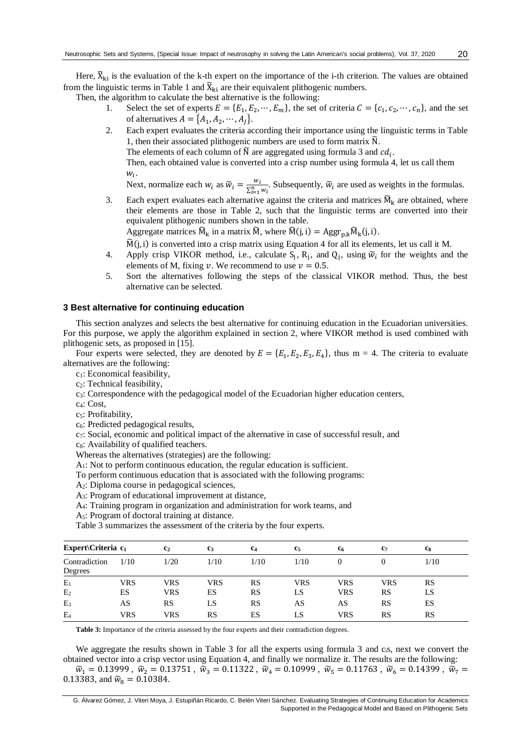Here, $\widetilde{X}_{ki}$ is the evaluation of the k-th expert on the importance of the i-th criterion. The values are obtained from the linguistic terms in Table 1 and $\widetilde{X}_{ki}$ are their equivalent plithogenic numbers.

Then, the algorithm to calculate the best alternative is the following:

1. Select the set of experts $E = \{E_1, E_2, \cdots, E_m\}$, the set of criteria $C = \{c_1, c_2, \cdots, c_n\}$, and the set of alternatives $A = \{A_1, A_2, \cdots, A_J\}$.
2. Each expert evaluates the criteria according their importance using the linguistic terms in Table 1, then their associated plithogenic numbers are used to form matrix $\widetilde{N}$.
   The elements of each column of $\widetilde{N}$ are aggregated using formula 3 and $cd_i$.
   Then, each obtained value is converted into a crisp number using formula 4, let us call them $w_i$.
   Next, normalize each $w_i$ as $\widetilde{w}_i = \frac{w_i}{\sum_{i=1}^{n} w_i}$. Subsequently, $\widetilde{w}_i$ are used as weights in the formulas.
3. Each expert evaluates each alternative against the criteria and matrices $\widetilde{M}_k$ are obtained, where their elements are those in Table 2, such that the linguistic terms are converted into their equivalent plithogenic numbers shown in the table.
   Aggregate matrices $\widetilde{M}_k$ in a matrix $\widetilde{M}$, where $\widetilde{M}(j,i) = \text{Aggr}_{p,k}\widetilde{M}_k(j,i)$.
   $\widetilde{M}(j,i)$ is converted into a crisp matrix using Equation 4 for all its elements, let us call it M.
4. Apply crisp VIKOR method, i.e., calculate $S_j$, $R_j$, and $Q_j$, using $\widetilde{w}_i$ for the weights and the elements of M, fixing $v$. We recommend to use $v = 0.5$.
5. Sort the alternatives following the steps of the classical VIKOR method. Thus, the best alternative can be selected.

## 3 Best alternative for continuing education

This section analyzes and selects the best alternative for continuing education in the Ecuadorian universities. For this purpose, we apply the algorithm explained in section 2, where VIKOR method is used combined with plithogenic sets, as proposed in [15].

Four experts were selected, they are denoted by $E = \{E_1, E_2, E_3, E_4\}$, thus m = 4. The criteria to evaluate alternatives are the following:

$c_1$: Economical feasibility,
$c_2$: Technical feasibility,
$c_3$: Correspondence with the pedagogical model of the Ecuadorian higher education centers,
$c_4$: Cost,
$c_5$: Profitability,
$c_6$: Predicted pedagogical results,
$c_7$: Social, economic and political impact of the alternative in case of successful result, and
$c_8$: Availability of qualified teachers.

Whereas the alternatives (strategies) are the following:

$A_1$: Not to perform continuous education, the regular education is sufficient.

To perform continuous education that is associated with the following programs:

$A_2$: Diploma course in pedagogical sciences,
$A_3$: Program of educational improvement at distance,
$A_4$: Training program in organization and administration for work teams, and
$A_5$: Program of doctoral training at distance.

Table 3 summarizes the assessment of the criteria by the four experts.

| Expert\Criteria | $c_1$ | $c_2$ | $c_3$ | $c_4$ | $c_5$ | $c_6$ | $c_7$ | $c_8$ |
|---|---|---|---|---|---|---|---|---|
| Contradiction Degrees | 1/10 | 1/20 | 1/10 | 1/10 | 1/10 | 0 | 0 | 1/10 |
| $E_1$ | VRS | VRS | VRS | RS | VRS | VRS | VRS | RS |
| $E_2$ | ES | VRS | ES | RS | LS | VRS | RS | LS |
| $E_3$ | AS | RS | LS | RS | AS | AS | RS | ES |
| $E_4$ | VRS | VRS | RS | ES | LS | VRS | RS | RS |

**Table 3:** Importance of the criteria assessed by the four experts and their contradiction degrees.

We aggregate the results shown in Table 3 for all the experts using formula 3 and $c_i$s, next we convert the obtained vector into a crisp vector using Equation 4, and finally we normalize it. The results are the following:

$\widetilde{w}_1 = 0.13999$, $\widetilde{w}_2 = 0.13751$, $\widetilde{w}_3 = 0.11322$, $\widetilde{w}_4 = 0.10999$, $\widetilde{w}_5 = 0.11763$, $\widetilde{w}_6 = 0.14399$, $\widetilde{w}_7 = 0.13383$, and $\widetilde{w}_8 = 0.10384$.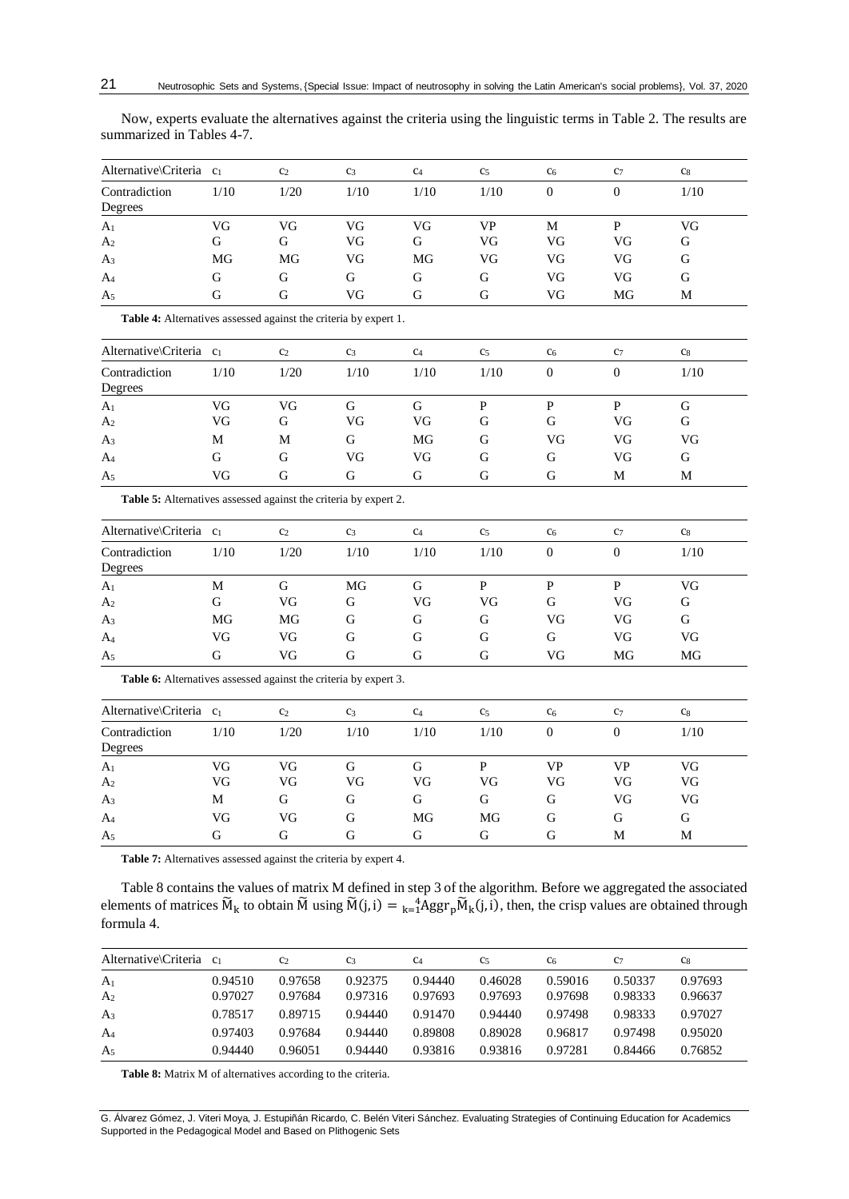Now, experts evaluate the alternatives against the criteria using the linguistic terms in Table 2. The results are summarized in Tables 4-7.

| Alternative\Criteria | $c_1$ | $c_2$ | $c_3$ | $c_4$ | $c_5$ | $c_6$ | $c_7$ | $c_8$ |
|---|---|---|---|---|---|---|---|---|
| Contradiction Degrees | 1/10 | 1/20 | 1/10 | 1/10 | 1/10 | 0 | 0 | 1/10 |
| $A_1$ | VG | VG | VG | VG | VP | M | P | VG |
| $A_2$ | G | G | VG | G | VG | VG | VG | G |
| $A_3$ | MG | MG | VG | MG | VG | VG | VG | G |
| $A_4$ | G | G | G | G | G | VG | VG | G |
| $A_5$ | G | G | VG | G | G | VG | MG | M |

**Table 4:** Alternatives assessed against the criteria by expert 1.

| Alternative\Criteria | $c_1$ | $c_2$ | $c_3$ | $c_4$ | $c_5$ | $c_6$ | $c_7$ | $c_8$ |
|---|---|---|---|---|---|---|---|---|
| Contradiction Degrees | 1/10 | 1/20 | 1/10 | 1/10 | 1/10 | 0 | 0 | 1/10 |
| $A_1$ | VG | VG | G | G | P | P | P | G |
| $A_2$ | VG | G | VG | VG | G | G | VG | G |
| $A_3$ | M | M | G | MG | G | VG | VG | VG |
| $A_4$ | G | G | VG | VG | G | G | VG | G |
| $A_5$ | VG | G | G | G | G | G | M | M |

**Table 5:** Alternatives assessed against the criteria by expert 2.

| Alternative\Criteria | $c_1$ | $c_2$ | $c_3$ | $c_4$ | $c_5$ | $c_6$ | $c_7$ | $c_8$ |
|---|---|---|---|---|---|---|---|---|
| Contradiction Degrees | 1/10 | 1/20 | 1/10 | 1/10 | 1/10 | 0 | 0 | 1/10 |
| $A_1$ | M | G | MG | G | P | P | P | VG |
| $A_2$ | G | VG | G | VG | VG | G | VG | G |
| $A_3$ | MG | MG | G | G | G | VG | VG | G |
| $A_4$ | VG | VG | G | G | G | G | VG | VG |
| $A_5$ | G | VG | G | G | G | VG | MG | MG |

**Table 6:** Alternatives assessed against the criteria by expert 3.

| Alternative\Criteria | $c_1$ | $c_2$ | $c_3$ | $c_4$ | $c_5$ | $c_6$ | $c_7$ | $c_8$ |
|---|---|---|---|---|---|---|---|---|
| Contradiction Degrees | 1/10 | 1/20 | 1/10 | 1/10 | 1/10 | 0 | 0 | 1/10 |
| $A_1$ | VG | VG | G | G | P | VP | VP | VG |
| $A_2$ | VG | VG | VG | VG | VG | VG | VG | VG |
| $A_3$ | M | G | G | G | G | G | VG | VG |
| $A_4$ | VG | VG | G | MG | MG | G | G | G |
| $A_5$ | G | G | G | G | G | G | M | M |

**Table 7:** Alternatives assessed against the criteria by expert 4.

Table 8 contains the values of matrix M defined in step 3 of the algorithm. Before we aggregated the associated elements of matrices $\widetilde{M}_k$ to obtain $\widetilde{M}$ using $\widetilde{M}(j,i) = {}_{k=1}^{4}\text{Aggr}_p\widetilde{M}_k(j,i)$, then, the crisp values are obtained through formula 4.

| Alternative\Criteria | $c_1$ | $c_2$ | $c_3$ | $c_4$ | $c_5$ | $c_6$ | $c_7$ | $c_8$ |
|---|---|---|---|---|---|---|---|---|
| $A_1$ | 0.94510 | 0.97658 | 0.92375 | 0.94440 | 0.46028 | 0.59016 | 0.50337 | 0.97693 |
| $A_2$ | 0.97027 | 0.97684 | 0.97316 | 0.97693 | 0.97693 | 0.97698 | 0.98333 | 0.96637 |
| $A_3$ | 0.78517 | 0.89715 | 0.94440 | 0.91470 | 0.94440 | 0.97498 | 0.98333 | 0.97027 |
| $A_4$ | 0.97403 | 0.97684 | 0.94440 | 0.89808 | 0.89028 | 0.96817 | 0.97498 | 0.95020 |
| $A_5$ | 0.94440 | 0.96051 | 0.94440 | 0.93816 | 0.93816 | 0.97281 | 0.84466 | 0.76852 |

**Table 8:** Matrix M of alternatives according to the criteria.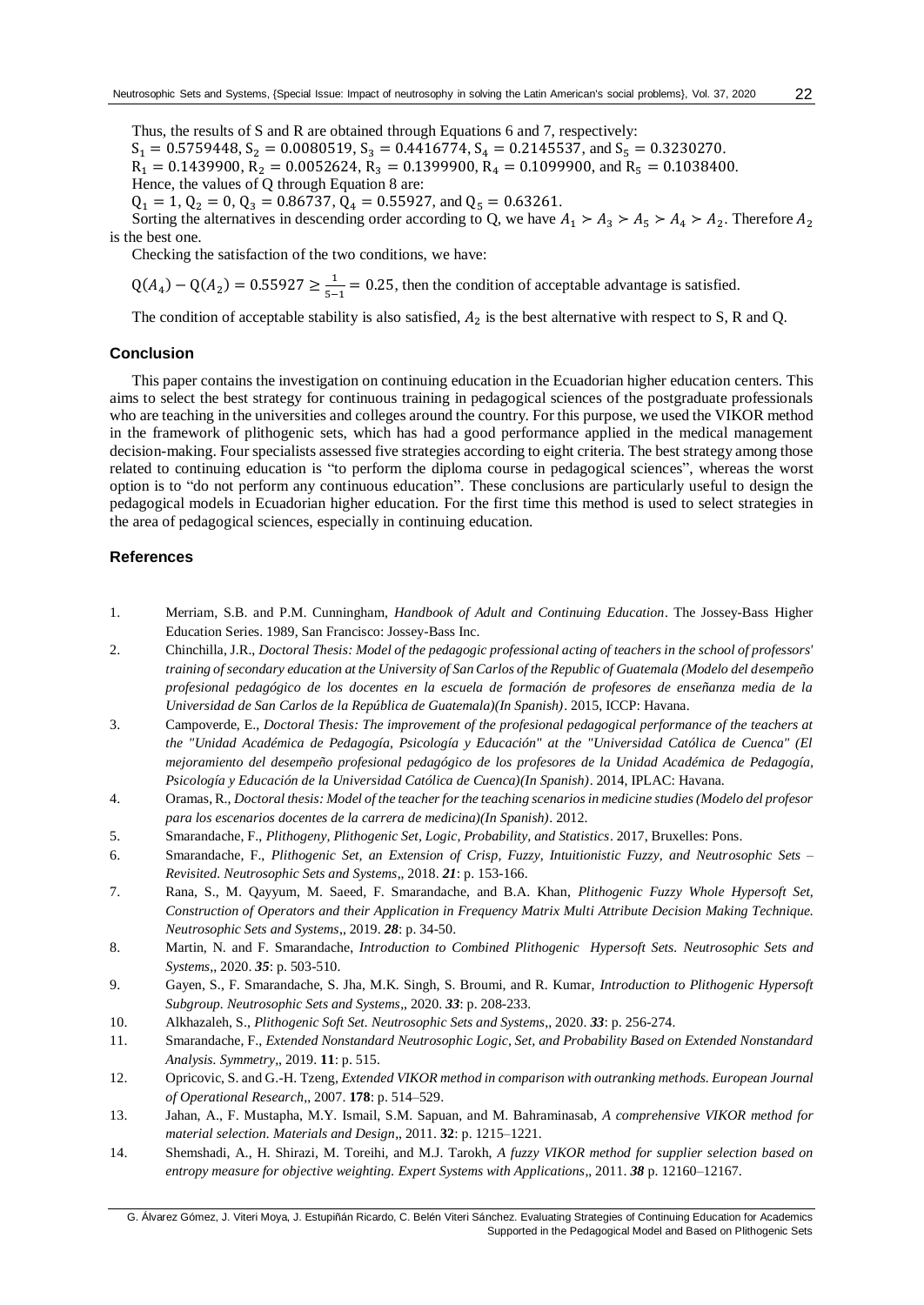Thus, the results of S and R are obtained through Equations 6 and 7, respectively:

$S_1 = 0.5759448, S_2 = 0.0080519, S_3 = 0.4416774, S_4 = 0.2145537$, and $S_5 = 0.3230270$.

$R_1 = 0.1439900, R_2 = 0.0052624, R_3 = 0.1399900, R_4 = 0.1099900$, and $R_5 = 0.1038400$.

Hence, the values of Q through Equation 8 are:

$Q_1 = 1, Q_2 = 0, Q_3 = 0.86737, Q_4 = 0.55927$, and $Q_5 = 0.63261$.

Sorting the alternatives in descending order according to Q, we have $A_1 \succ A_3 \succ A_5 \succ A_4 \succ A_2$. Therefore $A_2$ is the best one.

Checking the satisfaction of the two conditions, we have:

$Q(A_4) - Q(A_2) = 0.55927 \geq \frac{1}{5-1} = 0.25$, then the condition of acceptable advantage is satisfied.

The condition of acceptable stability is also satisfied, $A_2$ is the best alternative with respect to S, R and Q.

## Conclusion

This paper contains the investigation on continuing education in the Ecuadorian higher education centers. This aims to select the best strategy for continuous training in pedagogical sciences of the postgraduate professionals who are teaching in the universities and colleges around the country. For this purpose, we used the VIKOR method in the framework of plithogenic sets, which has had a good performance applied in the medical management decision-making. Four specialists assessed five strategies according to eight criteria. The best strategy among those related to continuing education is "to perform the diploma course in pedagogical sciences", whereas the worst option is to "do not perform any continuous education". These conclusions are particularly useful to design the pedagogical models in Ecuadorian higher education. For the first time this method is used to select strategies in the area of pedagogical sciences, especially in continuing education.

## References

1. Merriam, S.B. and P.M. Cunningham, *Handbook of Adult and Continuing Education*. The Jossey-Bass Higher Education Series. 1989, San Francisco: Jossey-Bass Inc.
2. Chinchilla, J.R., *Doctoral Thesis: Model of the pedagogic professional acting of teachers in the school of professors' training of secondary education at the University of San Carlos of the Republic of Guatemala (Modelo del desempeño profesional pedagógico de los docentes en la escuela de formación de profesores de enseñanza media de la Universidad de San Carlos de la República de Guatemala)(In Spanish)*. 2015, ICCP: Havana.
3. Campoverde, E., *Doctoral Thesis: The improvement of the profesional pedagogical performance of the teachers at the "Unidad Académica de Pedagogía, Psicología y Educación" at the "Universidad Católica de Cuenca" (El mejoramiento del desempeño profesional pedagógico de los profesores de la Unidad Académica de Pedagogía, Psicología y Educación de la Universidad Católica de Cuenca)(In Spanish)*. 2014, IPLAC: Havana.
4. Oramas, R., *Doctoral thesis: Model of the teacher for the teaching scenarios in medicine studies (Modelo del profesor para los escenarios docentes de la carrera de medicina)(In Spanish)*. 2012.
5. Smarandache, F., *Plithogeny, Plithogenic Set, Logic, Probability, and Statistics*. 2017, Bruxelles: Pons.
6. Smarandache, F., *Plithogenic Set, an Extension of Crisp, Fuzzy, Intuitionistic Fuzzy, and Neutrosophic Sets – Revisited. Neutrosophic Sets and Systems*,, 2018. ***21***: p. 153-166.
7. Rana, S., M. Qayyum, M. Saeed, F. Smarandache, and B.A. Khan, *Plithogenic Fuzzy Whole Hypersoft Set, Construction of Operators and their Application in Frequency Matrix Multi Attribute Decision Making Technique. Neutrosophic Sets and Systems*,, 2019. ***28***: p. 34-50.
8. Martin, N. and F. Smarandache, *Introduction to Combined Plithogenic Hypersoft Sets. Neutrosophic Sets and Systems*,, 2020. ***35***: p. 503-510.
9. Gayen, S., F. Smarandache, S. Jha, M.K. Singh, S. Broumi, and R. Kumar, *Introduction to Plithogenic Hypersoft Subgroup. Neutrosophic Sets and Systems*,, 2020. ***33***: p. 208-233.
10. Alkhazaleh, S., *Plithogenic Soft Set. Neutrosophic Sets and Systems*,, 2020. ***33***: p. 256-274.
11. Smarandache, F., *Extended Nonstandard Neutrosophic Logic, Set, and Probability Based on Extended Nonstandard Analysis. Symmetry*,, 2019. **11**: p. 515.
12. Opricovic, S. and G.-H. Tzeng, *Extended VIKOR method in comparison with outranking methods. European Journal of Operational Research*,, 2007. **178**: p. 514–529.
13. Jahan, A., F. Mustapha, M.Y. Ismail, S.M. Sapuan, and M. Bahraminasab, *A comprehensive VIKOR method for material selection. Materials and Design*,, 2011. **32**: p. 1215–1221.
14. Shemshadi, A., H. Shirazi, M. Toreihi, and M.J. Tarokh, *A fuzzy VIKOR method for supplier selection based on entropy measure for objective weighting. Expert Systems with Applications*,, 2011. ***38*** p. 12160–12167.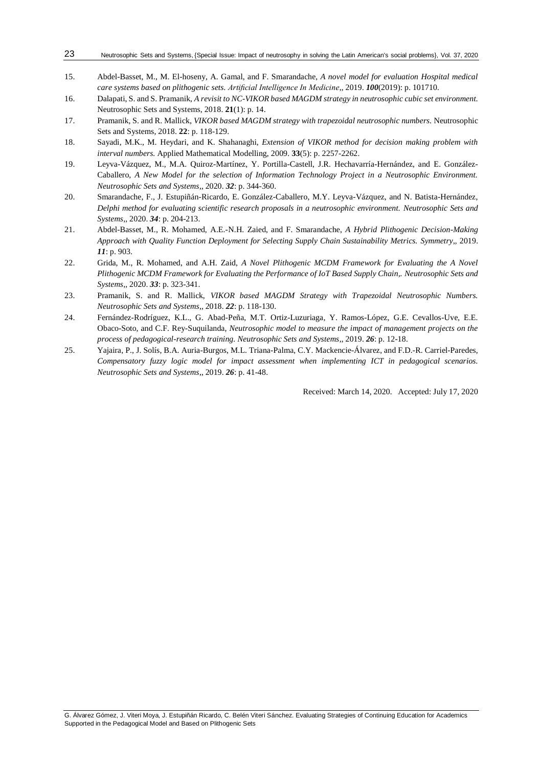15. Abdel-Basset, M., M. El-hoseny, A. Gamal, and F. Smarandache, *A novel model for evaluation Hospital medical care systems based on plithogenic sets. Artificial Intelligence In Medicine*,, 2019. ***100***(2019): p. 101710.
16. Dalapati, S. and S. Pramanik, *A revisit to NC-VIKOR based MAGDM strategy in neutrosophic cubic set environment.* Neutrosophic Sets and Systems, 2018. **21**(1): p. 14.
17. Pramanik, S. and R. Mallick, *VIKOR based MAGDM strategy with trapezoidal neutrosophic numbers.* Neutrosophic Sets and Systems, 2018. **22**: p. 118-129.
18. Sayadi, M.K., M. Heydari, and K. Shahanaghi, *Extension of VIKOR method for decision making problem with interval numbers.* Applied Mathematical Modelling, 2009. **33**(5): p. 2257-2262.
19. Leyva-Vázquez, M., M.A. Quiroz-Martínez, Y. Portilla-Castell, J.R. Hechavarría-Hernández, and E. González-Caballero, *A New Model for the selection of Information Technology Project in a Neutrosophic Environment. Neutrosophic Sets and Systems*,, 2020. ***32***: p. 344-360.
20. Smarandache, F., J. Estupiñán-Ricardo, E. González-Caballero, M.Y. Leyva-Vázquez, and N. Batista-Hernández, *Delphi method for evaluating scientific research proposals in a neutrosophic environment. Neutrosophic Sets and Systems*,, 2020. ***34***: p. 204-213.
21. Abdel-Basset, M., R. Mohamed, A.E.-N.H. Zaied, and F. Smarandache, *A Hybrid Plithogenic Decision-Making Approach with Quality Function Deployment for Selecting Supply Chain Sustainability Metrics. Symmetry*,, 2019. ***11***: p. 903.
22. Grida, M., R. Mohamed, and A.H. Zaid, *A Novel Plithogenic MCDM Framework for Evaluating the A Novel Plithogenic MCDM Framework for Evaluating the Performance of IoT Based Supply Chain,. Neutrosophic Sets and Systems*,, 2020. ***33***: p. 323-341.
23. Pramanik, S. and R. Mallick, *VIKOR based MAGDM Strategy with Trapezoidal Neutrosophic Numbers. Neutrosophic Sets and Systems*,, 2018. ***22***: p. 118-130.
24. Fernández-Rodríguez, K.L., G. Abad-Peña, M.T. Ortiz-Luzuriaga, Y. Ramos-López, G.E. Cevallos-Uve, E.E. Obaco-Soto, and C.F. Rey-Suquilanda, *Neutrosophic model to measure the impact of management projects on the process of pedagogical-research training. Neutrosophic Sets and Systems*,, 2019. ***26***: p. 12-18.
25. Yajaira, P., J. Solís, B.A. Auria-Burgos, M.L. Triana-Palma, C.Y. Mackencie-Álvarez, and F.D.-R. Carriel-Paredes, *Compensatory fuzzy logic model for impact assessment when implementing ICT in pedagogical scenarios. Neutrosophic Sets and Systems*,, 2019. ***26***: p. 41-48.

Received: March 14, 2020. Accepted: July 17, 2020